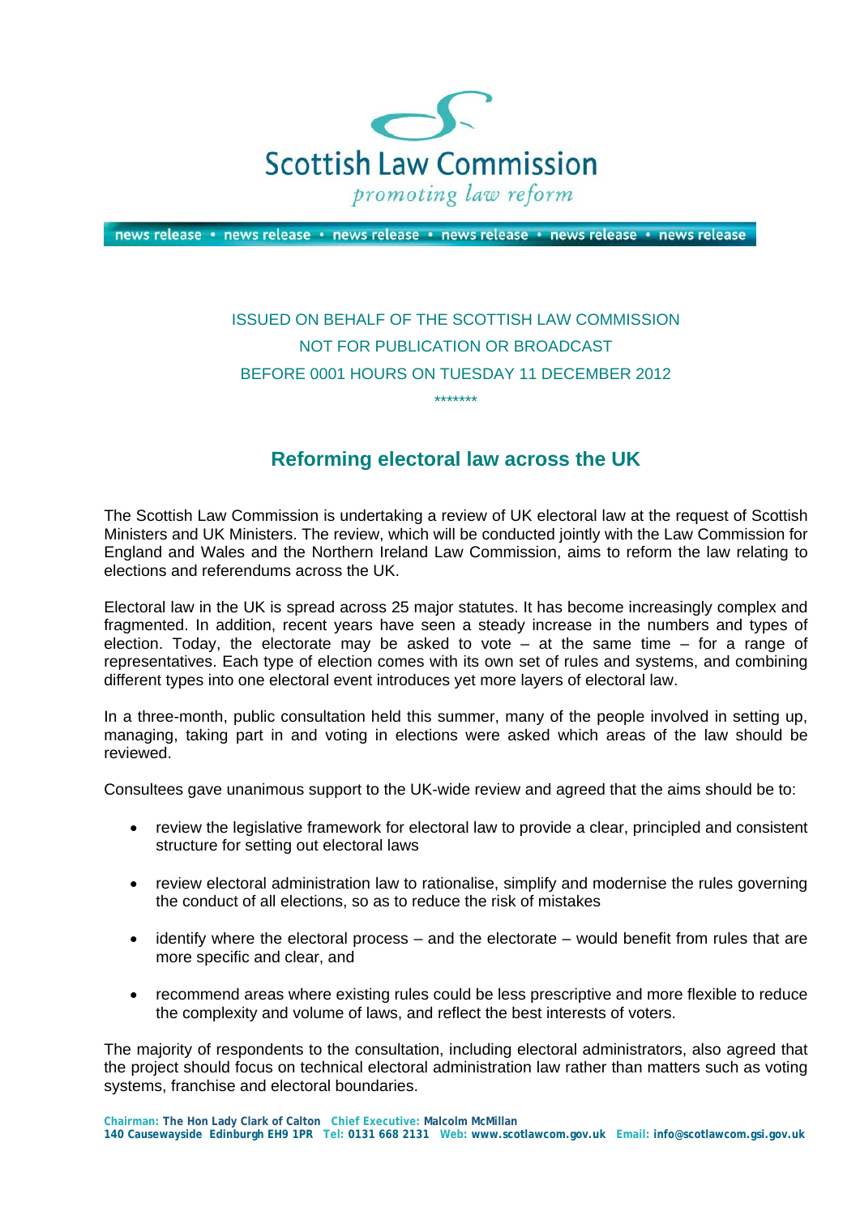Scottish Law Commission

*promoting law reform*

news release • news release • news release • news release • news release • news release

ISSUED ON BEHALF OF THE SCOTTISH LAW COMMISSION

NOT FOR PUBLICATION OR BROADCAST

BEFORE 0001 HOURS ON TUESDAY 11 DECEMBER 2012

*******

## Reforming electoral law across the UK

The Scottish Law Commission is undertaking a review of UK electoral law at the request of Scottish Ministers and UK Ministers. The review, which will be conducted jointly with the Law Commission for England and Wales and the Northern Ireland Law Commission, aims to reform the law relating to elections and referendums across the UK.

Electoral law in the UK is spread across 25 major statutes. It has become increasingly complex and fragmented. In addition, recent years have seen a steady increase in the numbers and types of election. Today, the electorate may be asked to vote – at the same time – for a range of representatives. Each type of election comes with its own set of rules and systems, and combining different types into one electoral event introduces yet more layers of electoral law.

In a three-month, public consultation held this summer, many of the people involved in setting up, managing, taking part in and voting in elections were asked which areas of the law should be reviewed.

Consultees gave unanimous support to the UK-wide review and agreed that the aims should be to:

- review the legislative framework for electoral law to provide a clear, principled and consistent structure for setting out electoral laws
- review electoral administration law to rationalise, simplify and modernise the rules governing the conduct of all elections, so as to reduce the risk of mistakes
- identify where the electoral process – and the electorate – would benefit from rules that are more specific and clear, and
- recommend areas where existing rules could be less prescriptive and more flexible to reduce the complexity and volume of laws, and reflect the best interests of voters.

The majority of respondents to the consultation, including electoral administrators, also agreed that the project should focus on technical electoral administration law rather than matters such as voting systems, franchise and electoral boundaries.

**Chairman:** The Hon Lady Clark of Calton **Chief Executive:** Malcolm McMillan
140 Causewayside Edinburgh EH9 1PR **Tel:** 0131 668 2131 **Web:** www.scotlawcom.gov.uk **Email:** info@scotlawcom.gsi.gov.uk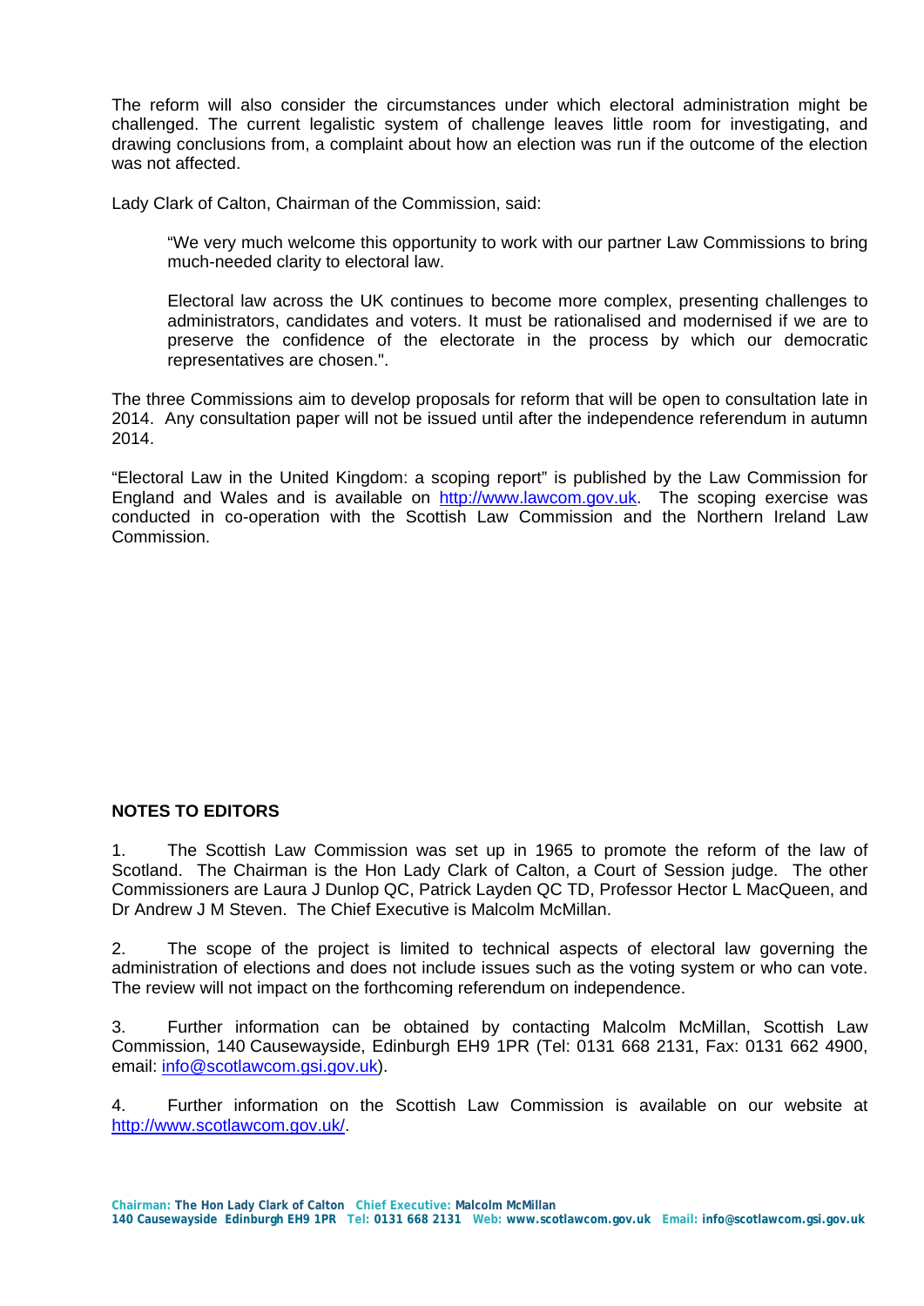The reform will also consider the circumstances under which electoral administration might be challenged. The current legalistic system of challenge leaves little room for investigating, and drawing conclusions from, a complaint about how an election was run if the outcome of the election was not affected.

Lady Clark of Calton, Chairman of the Commission, said:

> "We very much welcome this opportunity to work with our partner Law Commissions to bring much-needed clarity to electoral law.
>
> Electoral law across the UK continues to become more complex, presenting challenges to administrators, candidates and voters. It must be rationalised and modernised if we are to preserve the confidence of the electorate in the process by which our democratic representatives are chosen.".

The three Commissions aim to develop proposals for reform that will be open to consultation late in 2014. Any consultation paper will not be issued until after the independence referendum in autumn 2014.

"Electoral Law in the United Kingdom: a scoping report" is published by the Law Commission for England and Wales and is available on [http://www.lawcom.gov.uk](http://www.lawcom.gov.uk). The scoping exercise was conducted in co-operation with the Scottish Law Commission and the Northern Ireland Law Commission.

**NOTES TO EDITORS**

1. The Scottish Law Commission was set up in 1965 to promote the reform of the law of Scotland. The Chairman is the Hon Lady Clark of Calton, a Court of Session judge. The other Commissioners are Laura J Dunlop QC, Patrick Layden QC TD, Professor Hector L MacQueen, and Dr Andrew J M Steven. The Chief Executive is Malcolm McMillan.

2. The scope of the project is limited to technical aspects of electoral law governing the administration of elections and does not include issues such as the voting system or who can vote. The review will not impact on the forthcoming referendum on independence.

3. Further information can be obtained by contacting Malcolm McMillan, Scottish Law Commission, 140 Causewayside, Edinburgh EH9 1PR (Tel: 0131 668 2131, Fax: 0131 662 4900, email: [info@scotlawcom.gsi.gov.uk](mailto:info@scotlawcom.gsi.gov.uk)).

4. Further information on the Scottish Law Commission is available on our website at [http://www.scotlawcom.gov.uk/](http://www.scotlawcom.gov.uk/).